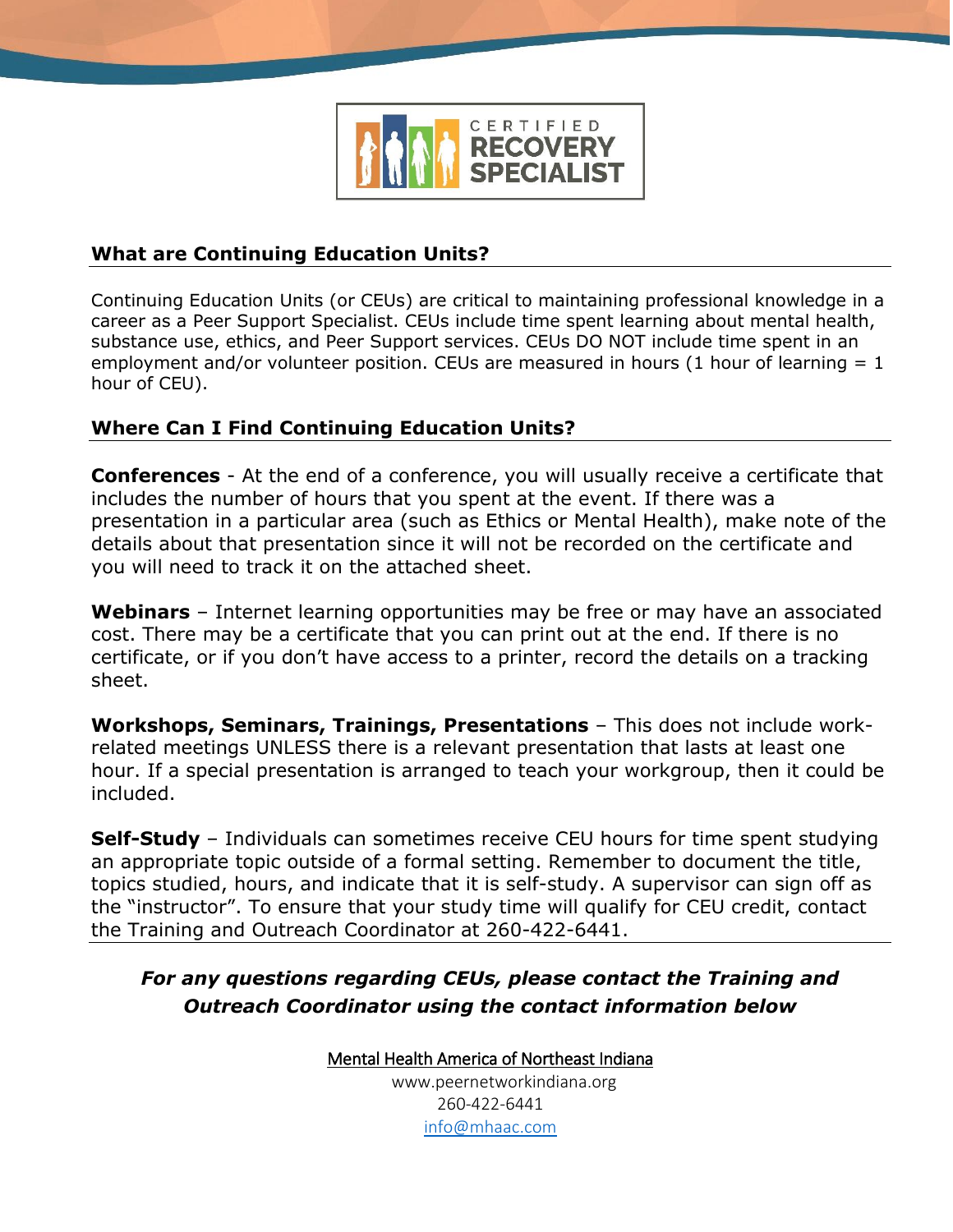CERTIFIED RECOVERY SPECIALIST

## What are Continuing Education Units?

Continuing Education Units (or CEUs) are critical to maintaining professional knowledge in a career as a Peer Support Specialist. CEUs include time spent learning about mental health, substance use, ethics, and Peer Support services. CEUs DO NOT include time spent in an employment and/or volunteer position. CEUs are measured in hours (1 hour of learning = 1 hour of CEU).

## Where Can I Find Continuing Education Units?

**Conferences** - At the end of a conference, you will usually receive a certificate that includes the number of hours that you spent at the event. If there was a presentation in a particular area (such as Ethics or Mental Health), make note of the details about that presentation since it will not be recorded on the certificate and you will need to track it on the attached sheet.

**Webinars** – Internet learning opportunities may be free or may have an associated cost. There may be a certificate that you can print out at the end. If there is no certificate, or if you don't have access to a printer, record the details on a tracking sheet.

**Workshops, Seminars, Trainings, Presentations** – This does not include work-related meetings UNLESS there is a relevant presentation that lasts at least one hour. If a special presentation is arranged to teach your workgroup, then it could be included.

**Self-Study** – Individuals can sometimes receive CEU hours for time spent studying an appropriate topic outside of a formal setting. Remember to document the title, topics studied, hours, and indicate that it is self-study. A supervisor can sign off as the "instructor". To ensure that your study time will qualify for CEU credit, contact the Training and Outreach Coordinator at 260-422-6441.

***For any questions regarding CEUs, please contact the Training and Outreach Coordinator using the contact information below***

Mental Health America of Northeast Indiana
www.peernetworkindiana.org
260-422-6441
info@mhaac.com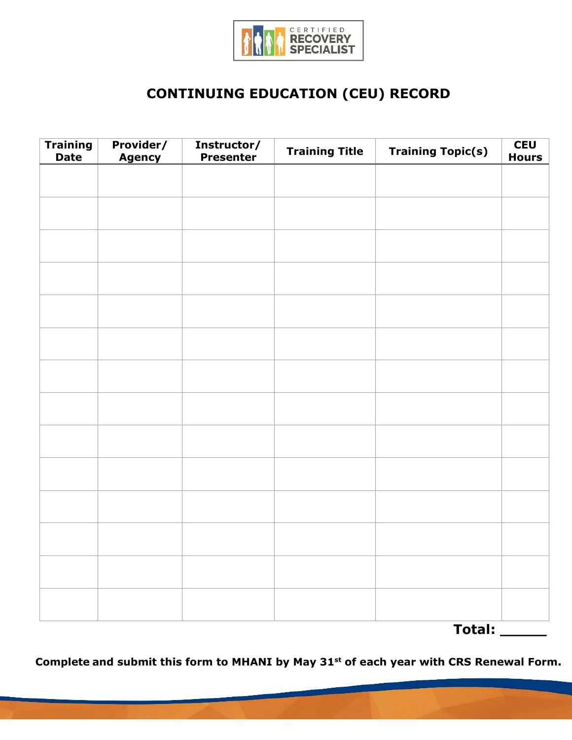CERTIFIED RECOVERY SPECIALIST

# CONTINUING EDUCATION (CEU) RECORD

| Training Date | Provider/ Agency | Instructor/ Presenter | Training Title | Training Topic(s) | CEU Hours |
|---|---|---|---|---|---|
| | | | | | |
| | | | | | |
| | | | | | |
| | | | | | |
| | | | | | |
| | | | | | |
| | | | | | |
| | | | | | |
| | | | | | |
| | | | | | |
| | | | | | |
| | | | | | |
| | | | | | |
| | | | | | |

**Total: _____**

**Complete and submit this form to MHANI by May 31st of each year with CRS Renewal Form.**